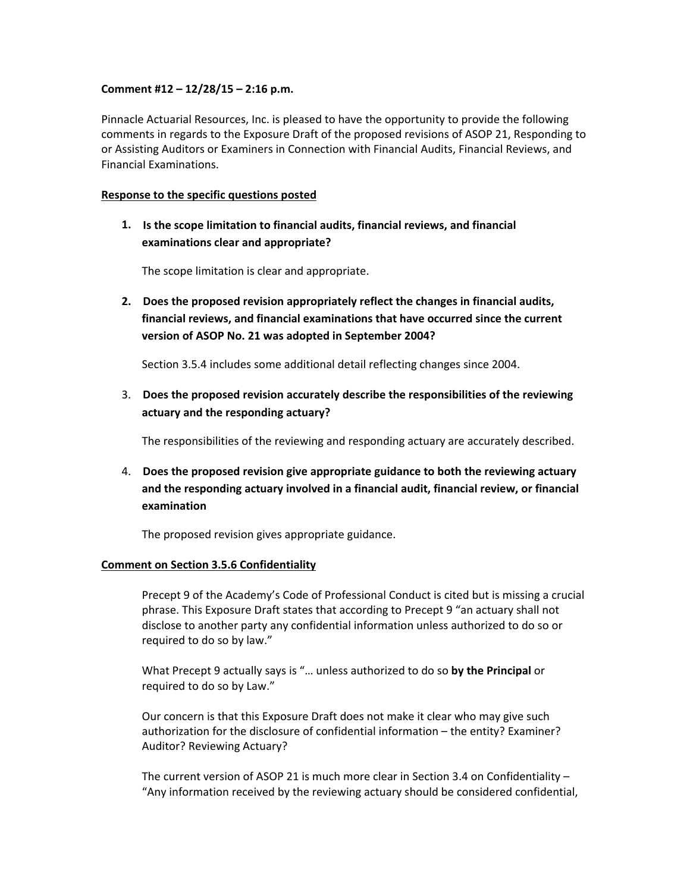**Comment #12 – 12/28/15 – 2:16 p.m.**

Pinnacle Actuarial Resources, Inc. is pleased to have the opportunity to provide the following comments in regards to the Exposure Draft of the proposed revisions of ASOP 21, Responding to or Assisting Auditors or Examiners in Connection with Financial Audits, Financial Reviews, and Financial Examinations.

**Response to the specific questions posted**

1. **Is the scope limitation to financial audits, financial reviews, and financial examinations clear and appropriate?**

   The scope limitation is clear and appropriate.

2. **Does the proposed revision appropriately reflect the changes in financial audits, financial reviews, and financial examinations that have occurred since the current version of ASOP No. 21 was adopted in September 2004?**

   Section 3.5.4 includes some additional detail reflecting changes since 2004.

3. **Does the proposed revision accurately describe the responsibilities of the reviewing actuary and the responding actuary?**

   The responsibilities of the reviewing and responding actuary are accurately described.

4. **Does the proposed revision give appropriate guidance to both the reviewing actuary and the responding actuary involved in a financial audit, financial review, or financial examination**

   The proposed revision gives appropriate guidance.

**Comment on Section 3.5.6 Confidentiality**

Precept 9 of the Academy's Code of Professional Conduct is cited but is missing a crucial phrase. This Exposure Draft states that according to Precept 9 "an actuary shall not disclose to another party any confidential information unless authorized to do so or required to do so by law."

What Precept 9 actually says is "… unless authorized to do so **by the Principal** or required to do so by Law."

Our concern is that this Exposure Draft does not make it clear who may give such authorization for the disclosure of confidential information – the entity? Examiner? Auditor? Reviewing Actuary?

The current version of ASOP 21 is much more clear in Section 3.4 on Confidentiality – "Any information received by the reviewing actuary should be considered confidential,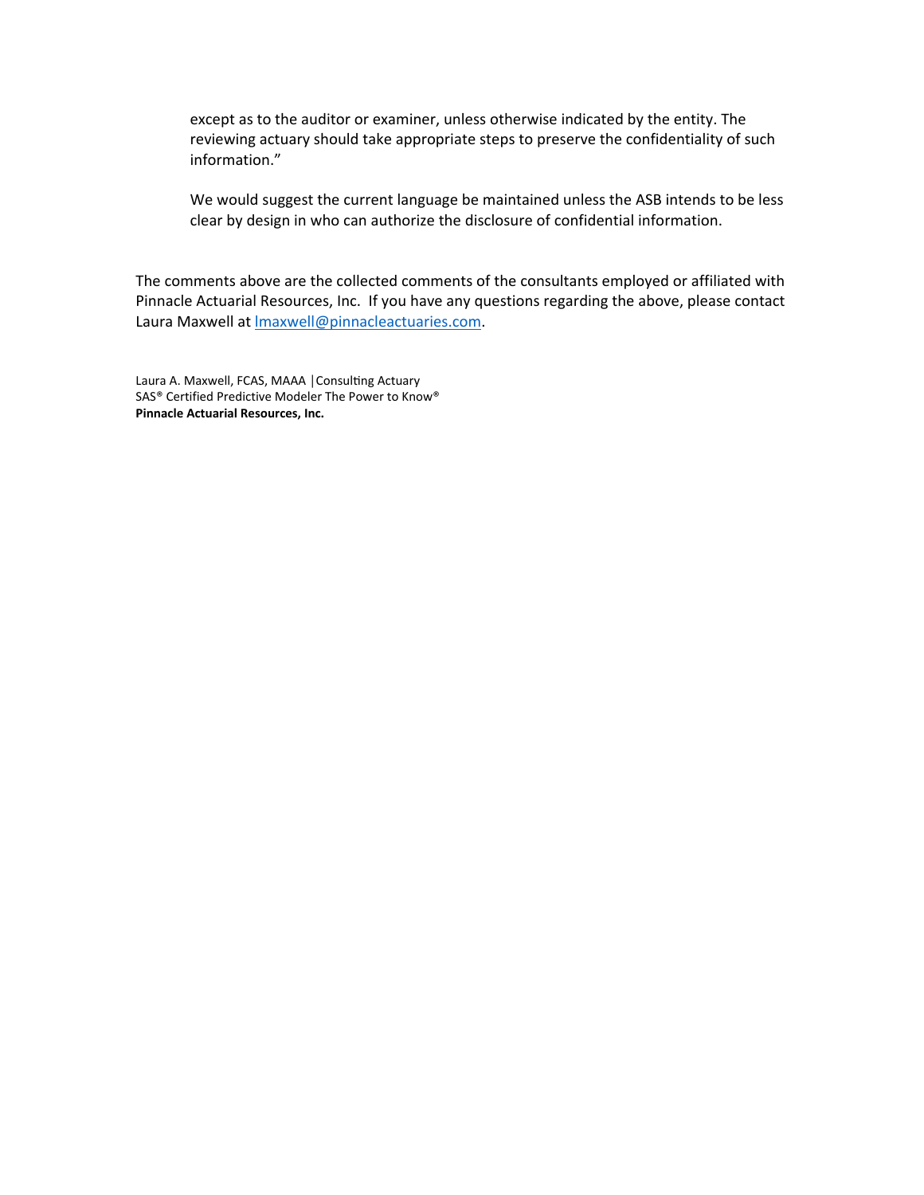except as to the auditor or examiner, unless otherwise indicated by the entity. The reviewing actuary should take appropriate steps to preserve the confidentiality of such information."

We would suggest the current language be maintained unless the ASB intends to be less clear by design in who can authorize the disclosure of confidential information.

The comments above are the collected comments of the consultants employed or affiliated with Pinnacle Actuarial Resources, Inc. If you have any questions regarding the above, please contact Laura Maxwell at lmaxwell@pinnacleactuaries.com.

Laura A. Maxwell, FCAS, MAAA |Consulting Actuary
SAS® Certified Predictive Modeler The Power to Know®
**Pinnacle Actuarial Resources, Inc.**